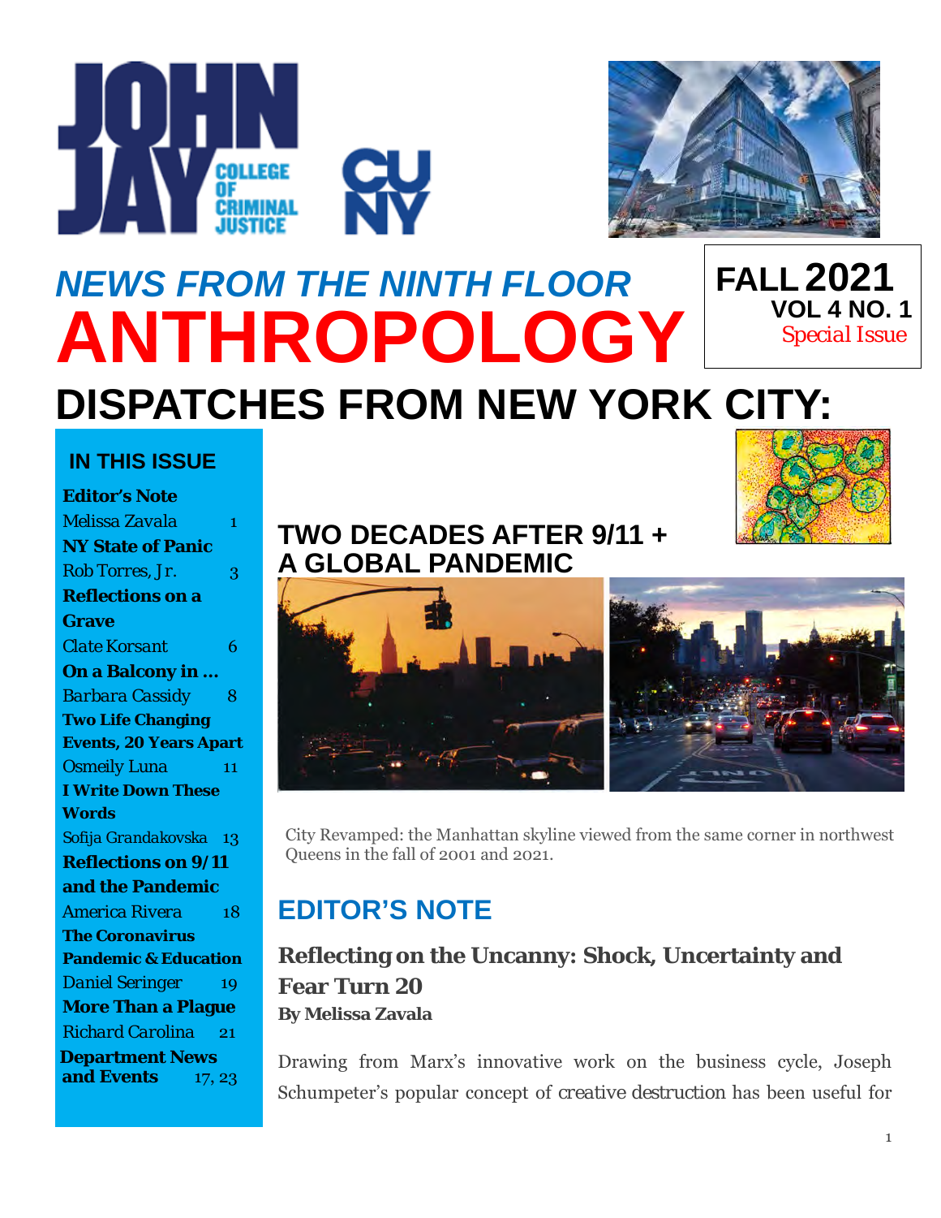# NEWS FROM THE NINTH FLOOR

# ANTHROPOLOGY

**FALL 2021**
**VOL 4 NO. 1**
Special Issue

# DISPATCHES FROM NEW YORK CITY:

## TWO DECADES AFTER 9/11 + A GLOBAL PANDEMIC

### IN THIS ISSUE

- **Editor's Note** — Melissa Zavala, 1
- **NY State of Panic** — Rob Torres, Jr., 3
- **Reflections on a Grave** — Clate Korsant, 6
- **On a Balcony in ...** — Barbara Cassidy, 8
- **Two Life Changing Events, 20 Years Apart** — Osmeily Luna, 11
- **I Write Down These Words** — Sofija Grandakovska, 13
- **Reflections on 9/11 and the Pandemic** — America Rivera, 18
- **The Coronavirus Pandemic & Education** — Daniel Seringer, 19
- **More Than a Plague** — Richard Carolina, 21
- **Department News and Events** — 17, 23

City Revamped: the Manhattan skyline viewed from the same corner in northwest Queens in the fall of 2001 and 2021.

## EDITOR'S NOTE

### Reflecting on the Uncanny: Shock, Uncertainty and Fear Turn 20

**By Melissa Zavala**

Drawing from Marx's innovative work on the business cycle, Joseph Schumpeter's popular concept of creative destruction has been useful for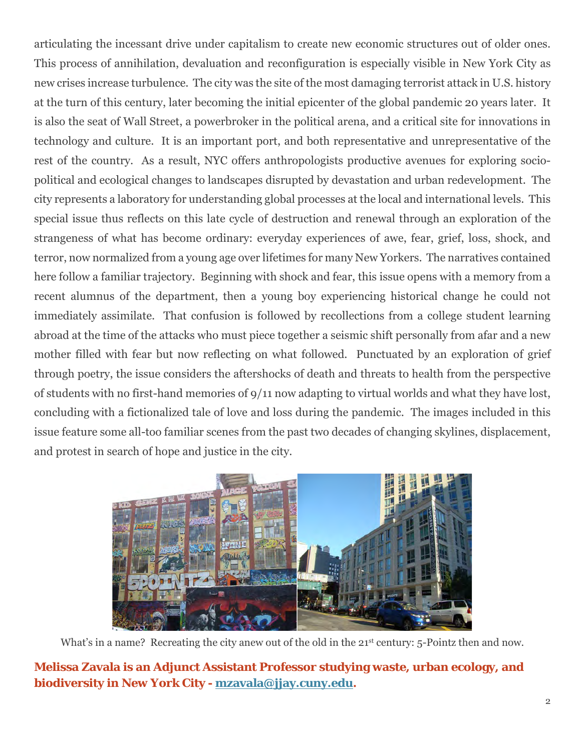articulating the incessant drive under capitalism to create new economic structures out of older ones. This process of annihilation, devaluation and reconfiguration is especially visible in New York City as new crises increase turbulence. The city was the site of the most damaging terrorist attack in U.S. history at the turn of this century, later becoming the initial epicenter of the global pandemic 20 years later. It is also the seat of Wall Street, a powerbroker in the political arena, and a critical site for innovations in technology and culture. It is an important port, and both representative and unrepresentative of the rest of the country. As a result, NYC offers anthropologists productive avenues for exploring socio-political and ecological changes to landscapes disrupted by devastation and urban redevelopment. The city represents a laboratory for understanding global processes at the local and international levels. This special issue thus reflects on this late cycle of destruction and renewal through an exploration of the strangeness of what has become ordinary: everyday experiences of awe, fear, grief, loss, shock, and terror, now normalized from a young age over lifetimes for many New Yorkers. The narratives contained here follow a familiar trajectory. Beginning with shock and fear, this issue opens with a memory from a recent alumnus of the department, then a young boy experiencing historical change he could not immediately assimilate. That confusion is followed by recollections from a college student learning abroad at the time of the attacks who must piece together a seismic shift personally from afar and a new mother filled with fear but now reflecting on what followed. Punctuated by an exploration of grief through poetry, the issue considers the aftershocks of death and threats to health from the perspective of students with no first-hand memories of 9/11 now adapting to virtual worlds and what they have lost, concluding with a fictionalized tale of love and loss during the pandemic. The images included in this issue feature some all-too familiar scenes from the past two decades of changing skylines, displacement, and protest in search of hope and justice in the city.

What's in a name? Recreating the city anew out of the old in the 21st century: 5-Pointz then and now.

**Melissa Zavala is an Adjunct Assistant Professor studying waste, urban ecology, and biodiversity in New York City - [mzavala@jjay.cuny.edu](mailto:mzavala@jjay.cuny.edu).**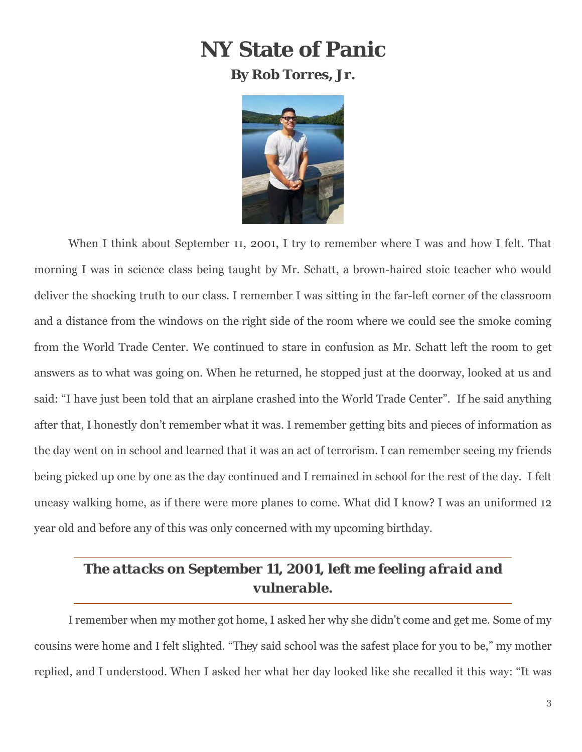# NY State of Panic

**By Rob Torres, Jr.**

When I think about September 11, 2001, I try to remember where I was and how I felt. That morning I was in science class being taught by Mr. Schatt, a brown-haired stoic teacher who would deliver the shocking truth to our class. I remember I was sitting in the far-left corner of the classroom and a distance from the windows on the right side of the room where we could see the smoke coming from the World Trade Center. We continued to stare in confusion as Mr. Schatt left the room to get answers as to what was going on. When he returned, he stopped just at the doorway, looked at us and said: "I have just been told that an airplane crashed into the World Trade Center". If he said anything after that, I honestly don't remember what it was. I remember getting bits and pieces of information as the day went on in school and learned that it was an act of terrorism. I can remember seeing my friends being picked up one by one as the day continued and I remained in school for the rest of the day. I felt uneasy walking home, as if there were more planes to come. What did I know? I was an uniformed 12 year old and before any of this was only concerned with my upcoming birthday.

***The attacks on September 11, 2001, left me feeling afraid and vulnerable.***

I remember when my mother got home, I asked her why she didn't come and get me. Some of my cousins were home and I felt slighted. "*They* said school was the safest place for you to be," my mother replied, and I understood. When I asked her what her day looked like she recalled it this way: "It was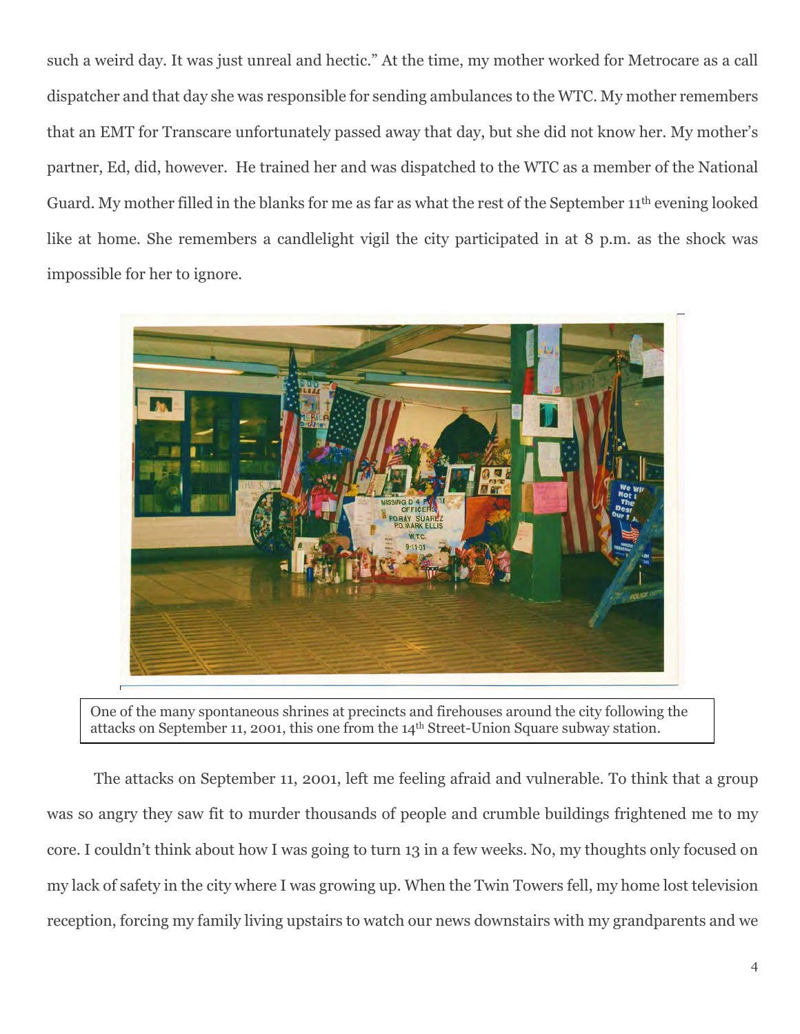such a weird day. It was just unreal and hectic." At the time, my mother worked for Metrocare as a call dispatcher and that day she was responsible for sending ambulances to the WTC. My mother remembers that an EMT for Transcare unfortunately passed away that day, but she did not know her. My mother's partner, Ed, did, however. He trained her and was dispatched to the WTC as a member of the National Guard. My mother filled in the blanks for me as far as what the rest of the September 11th evening looked like at home. She remembers a candlelight vigil the city participated in at 8 p.m. as the shock was impossible for her to ignore.

One of the many spontaneous shrines at precincts and firehouses around the city following the attacks on September 11, 2001, this one from the 14th Street-Union Square subway station.

The attacks on September 11, 2001, left me feeling afraid and vulnerable. To think that a group was so angry they saw fit to murder thousands of people and crumble buildings frightened me to my core. I couldn't think about how I was going to turn 13 in a few weeks. No, my thoughts only focused on my lack of safety in the city where I was growing up. When the Twin Towers fell, my home lost television reception, forcing my family living upstairs to watch our news downstairs with my grandparents and we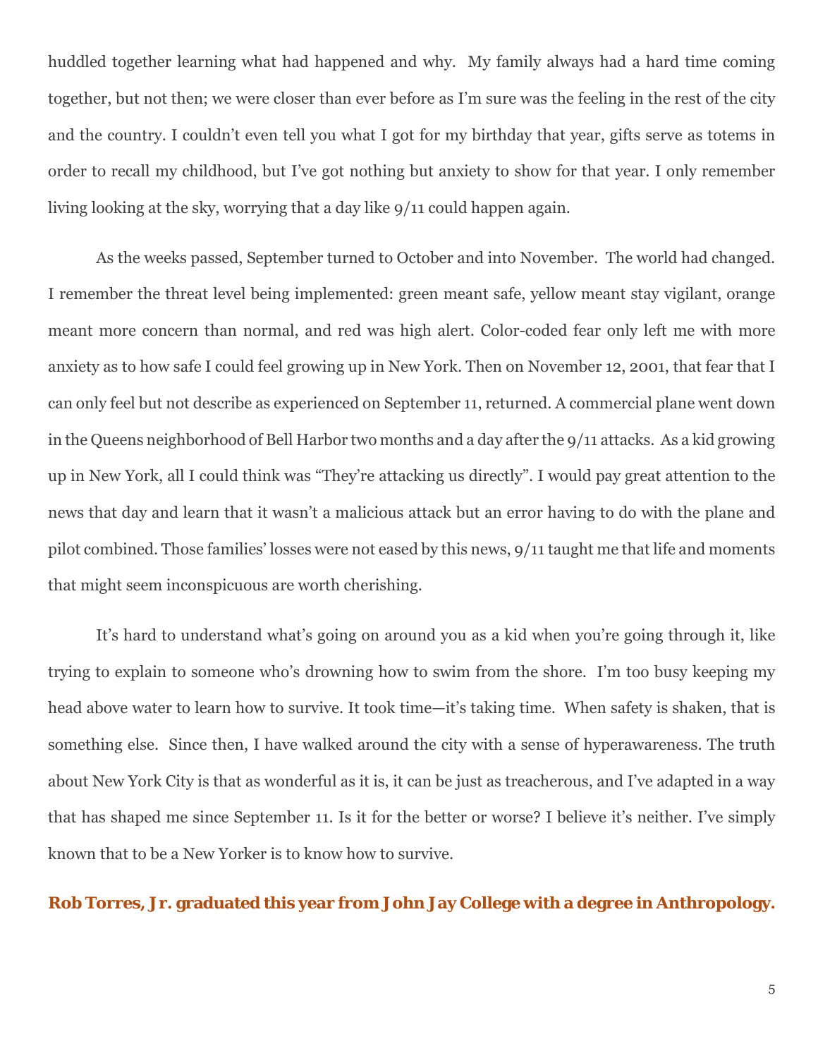huddled together learning what had happened and why. My family always had a hard time coming together, but not then; we were closer than ever before as I'm sure was the feeling in the rest of the city and the country. I couldn't even tell you what I got for my birthday that year, gifts serve as totems in order to recall my childhood, but I've got nothing but anxiety to show for that year. I only remember living looking at the sky, worrying that a day like 9/11 could happen again.

As the weeks passed, September turned to October and into November. The world had changed. I remember the threat level being implemented: green meant safe, yellow meant stay vigilant, orange meant more concern than normal, and red was high alert. Color-coded fear only left me with more anxiety as to how safe I could feel growing up in New York. Then on November 12, 2001, that fear that I can only feel but not describe as experienced on September 11, returned. A commercial plane went down in the Queens neighborhood of Bell Harbor two months and a day after the 9/11 attacks. As a kid growing up in New York, all I could think was "They're attacking us directly". I would pay great attention to the news that day and learn that it wasn't a malicious attack but an error having to do with the plane and pilot combined. Those families' losses were not eased by this news, 9/11 taught me that life and moments that might seem inconspicuous are worth cherishing.

It's hard to understand what's going on around you as a kid when you're going through it, like trying to explain to someone who's drowning how to swim from the shore. I'm too busy keeping my head above water to learn how to survive. It took time—it's taking time. When safety is shaken, that is something else. Since then, I have walked around the city with a sense of hyperawareness. The truth about New York City is that as wonderful as it is, it can be just as treacherous, and I've adapted in a way that has shaped me since September 11. Is it for the better or worse? I believe it's neither. I've simply known that to be a New Yorker is to know how to survive.

**Rob Torres, Jr. graduated this year from John Jay College with a degree in Anthropology.**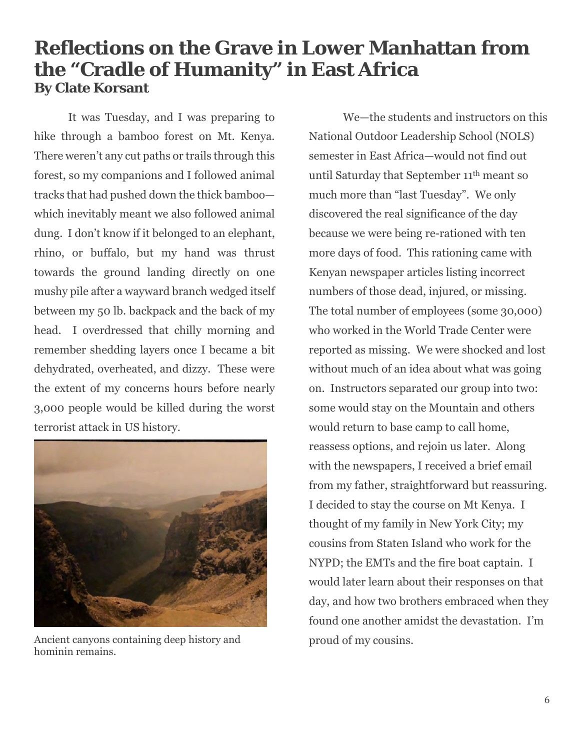# Reflections on the Grave in Lower Manhattan from the "Cradle of Humanity" in East Africa

**By Clate Korsant**

It was Tuesday, and I was preparing to hike through a bamboo forest on Mt. Kenya. There weren't any cut paths or trails through this forest, so my companions and I followed animal tracks that had pushed down the thick bamboo—which inevitably meant we also followed animal dung. I don't know if it belonged to an elephant, rhino, or buffalo, but my hand was thrust towards the ground landing directly on one mushy pile after a wayward branch wedged itself between my 50 lb. backpack and the back of my head. I overdressed that chilly morning and remember shedding layers once I became a bit dehydrated, overheated, and dizzy. These were the extent of my concerns hours before nearly 3,000 people would be killed during the worst terrorist attack in US history.

Ancient canyons containing deep history and hominin remains.

We—the students and instructors on this National Outdoor Leadership School (NOLS) semester in East Africa—would not find out until Saturday that September 11th meant so much more than "last Tuesday". We only discovered the real significance of the day because we were being re-rationed with ten more days of food. This rationing came with Kenyan newspaper articles listing incorrect numbers of those dead, injured, or missing. The total number of employees (some 30,000) who worked in the World Trade Center were reported as missing. We were shocked and lost without much of an idea about what was going on. Instructors separated our group into two: some would stay on the Mountain and others would return to base camp to call home, reassess options, and rejoin us later. Along with the newspapers, I received a brief email from my father, straightforward but reassuring. I decided to stay the course on Mt Kenya. I thought of my family in New York City; my cousins from Staten Island who work for the NYPD; the EMTs and the fire boat captain. I would later learn about their responses on that day, and how two brothers embraced when they found one another amidst the devastation. I'm proud of my cousins.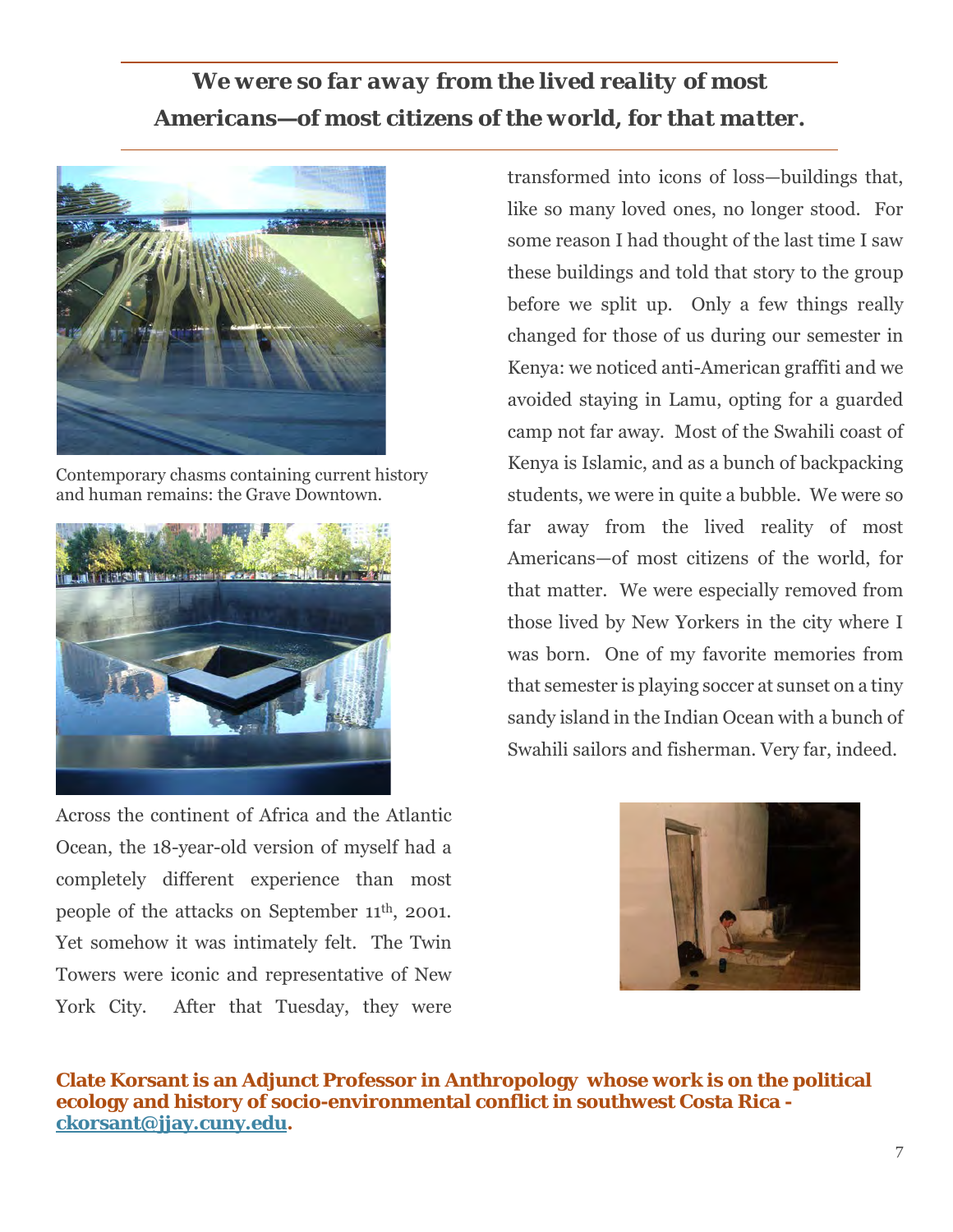***We were so far away from the lived reality of most Americans—of most citizens of the world, for that matter.***

Contemporary chasms containing current history and human remains: the Grave Downtown.

Across the continent of Africa and the Atlantic Ocean, the 18-year-old version of myself had a completely different experience than most people of the attacks on September 11th, 2001. Yet somehow it was intimately felt. The Twin Towers were iconic and representative of New York City. After that Tuesday, they were transformed into icons of loss—buildings that, like so many loved ones, no longer stood. For some reason I had thought of the last time I saw these buildings and told that story to the group before we split up. Only a few things really changed for those of us during our semester in Kenya: we noticed anti-American graffiti and we avoided staying in Lamu, opting for a guarded camp not far away. Most of the Swahili coast of Kenya is Islamic, and as a bunch of backpacking students, we were in quite a bubble. We were so far away from the lived reality of most Americans—of most citizens of the world, for that matter. We were especially removed from those lived by New Yorkers in the city where I was born. One of my favorite memories from that semester is playing soccer at sunset on a tiny sandy island in the Indian Ocean with a bunch of Swahili sailors and fisherman. Very far, indeed.

**Clate Korsant is an Adjunct Professor in Anthropology whose work is on the political ecology and history of socio-environmental conflict in southwest Costa Rica - ckorsant@jjay.cuny.edu.**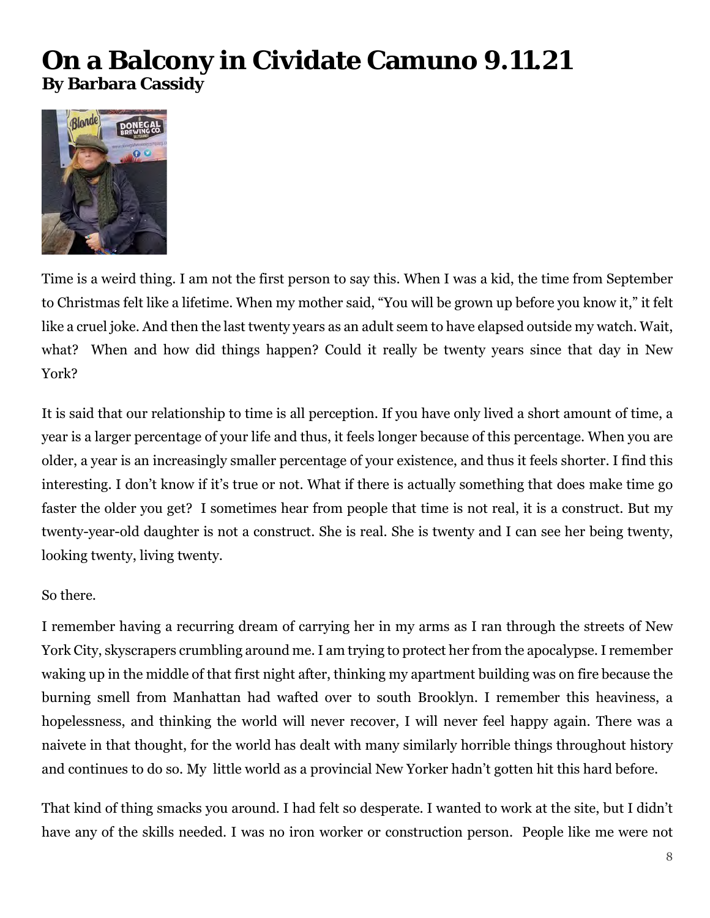# On a Balcony in Cividate Camuno 9.11.21

**By Barbara Cassidy**

Time is a weird thing. I am not the first person to say this. When I was a kid, the time from September to Christmas felt like a lifetime. When my mother said, "You will be grown up before you know it," it felt like a cruel joke. And then the last twenty years as an adult seem to have elapsed outside my watch. Wait, what? When and how did things happen? Could it really be twenty years since that day in New York?

It is said that our relationship to time is all perception. If you have only lived a short amount of time, a year is a larger percentage of your life and thus, it feels longer because of this percentage. When you are older, a year is an increasingly smaller percentage of your existence, and thus it feels shorter. I find this interesting. I don't know if it's true or not. What if there is actually something that does make time go faster the older you get? I sometimes hear from people that time is not real, it is a construct. But my twenty-year-old daughter is not a construct. She is real. She is twenty and I can see her being twenty, looking twenty, living twenty.

So there.

I remember having a recurring dream of carrying her in my arms as I ran through the streets of New York City, skyscrapers crumbling around me. I am trying to protect her from the apocalypse. I remember waking up in the middle of that first night after, thinking my apartment building was on fire because the burning smell from Manhattan had wafted over to south Brooklyn. I remember this heaviness, a hopelessness, and thinking the world will never recover, I will never feel happy again. There was a naivete in that thought, for the world has dealt with many similarly horrible things throughout history and continues to do so. My little world as a provincial New Yorker hadn't gotten hit this hard before.

That kind of thing smacks you around. I had felt so desperate. I wanted to work at the site, but I didn't have any of the skills needed. I was no iron worker or construction person. People like me were not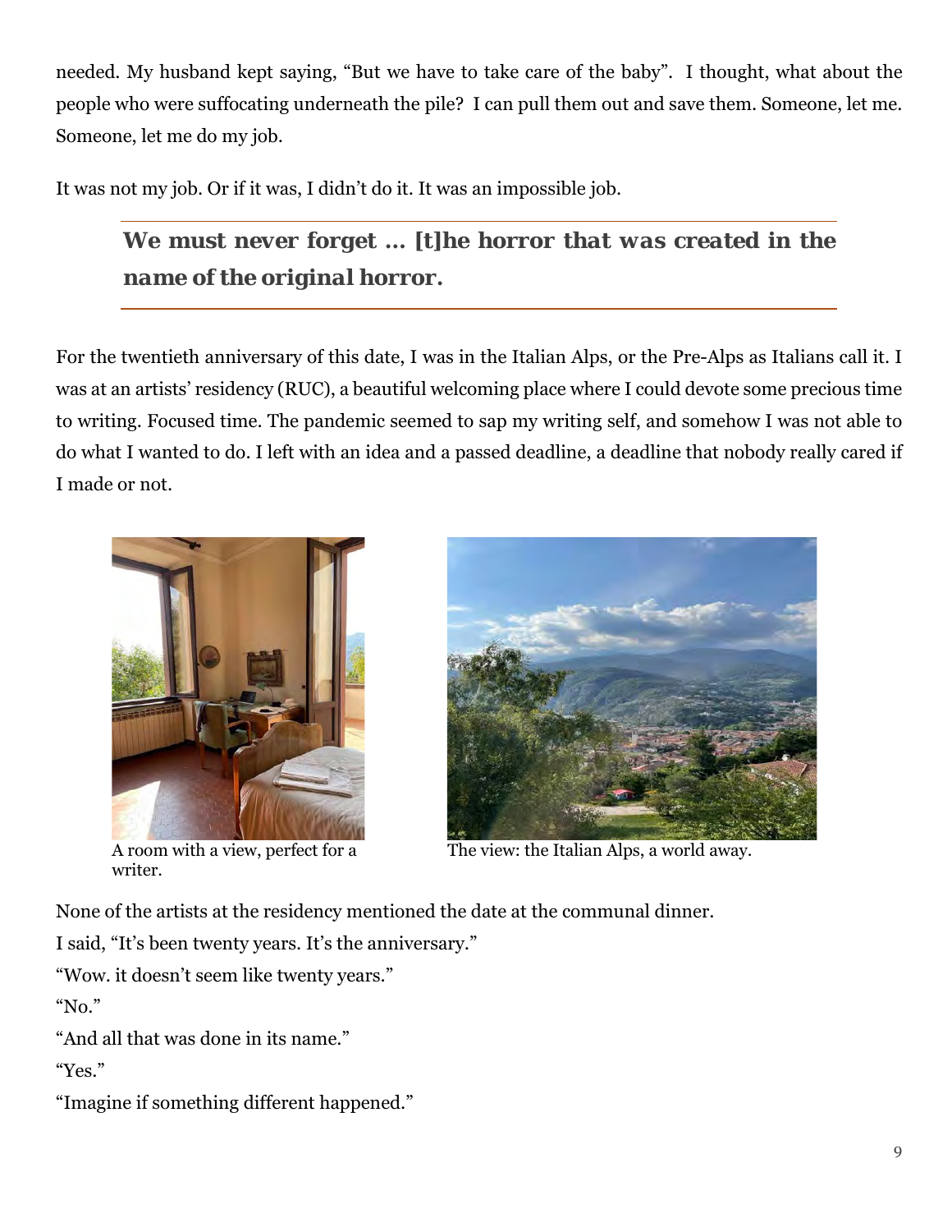needed. My husband kept saying, "But we have to take care of the baby". I thought, what about the people who were suffocating underneath the pile? I can pull them out and save them. Someone, let me. Someone, let me do my job.

It was not my job. Or if it was, I didn't do it. It was an impossible job.

> ***We must never forget … [t]he horror that was created in the name of the original horror.***

For the twentieth anniversary of this date, I was in the Italian Alps, or the Pre-Alps as Italians call it. I was at an artists' residency (RUC), a beautiful welcoming place where I could devote some precious time to writing. Focused time. The pandemic seemed to sap my writing self, and somehow I was not able to do what I wanted to do. I left with an idea and a passed deadline, a deadline that nobody really cared if I made or not.

A room with a view, perfect for a writer.

The view: the Italian Alps, a world away.

None of the artists at the residency mentioned the date at the communal dinner.
I said, "It's been twenty years. It's the anniversary."
"Wow. it doesn't seem like twenty years."
"No."
"And all that was done in its name."
"Yes."
"Imagine if something different happened."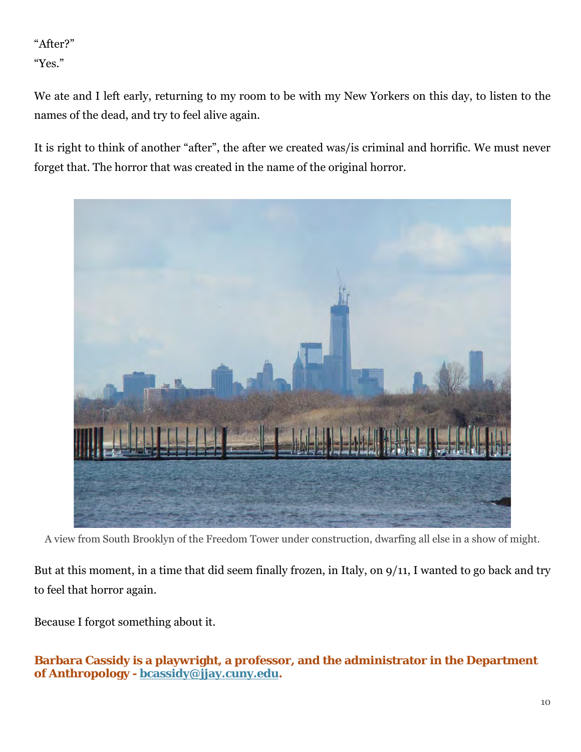"After?"

"Yes."

We ate and I left early, returning to my room to be with my New Yorkers on this day, to listen to the names of the dead, and try to feel alive again.

It is right to think of another "after", the after we created was/is criminal and horrific. We must never forget that. The horror that was created in the name of the original horror.

A view from South Brooklyn of the Freedom Tower under construction, dwarfing all else in a show of might.

But at this moment, in a time that did seem finally frozen, in Italy, on 9/11, I wanted to go back and try to feel that horror again.

Because I forgot something about it.

**Barbara Cassidy is a playwright, a professor, and the administrator in the Department of Anthropology - bcassidy@jjay.cuny.edu.**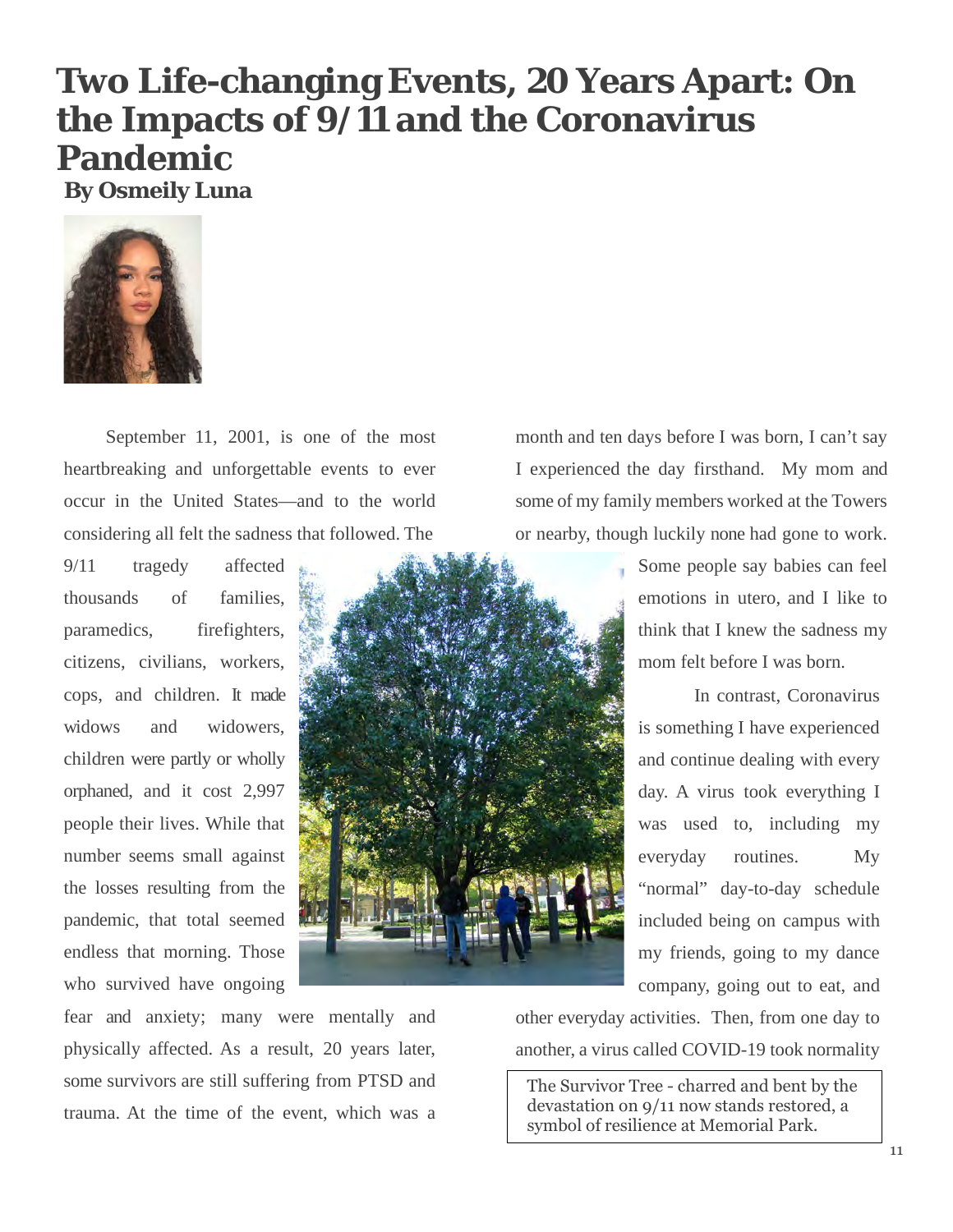# Two Life-changing Events, 20 Years Apart: On the Impacts of 9/11 and the Coronavirus Pandemic

**By Osmeily Luna**

September 11, 2001, is one of the most heartbreaking and unforgettable events to ever occur in the United States—and to the world considering all felt the sadness that followed. The 9/11 tragedy affected thousands of families, paramedics, firefighters, citizens, civilians, workers, cops, and children. It made widows and widowers, children were partly or wholly orphaned, and it cost 2,997 people their lives. While that number seems small against the losses resulting from the pandemic, that total seemed endless that morning. Those who survived have ongoing fear and anxiety; many were mentally and physically affected. As a result, 20 years later, some survivors are still suffering from PTSD and trauma. At the time of the event, which was a month and ten days before I was born, I can't say I experienced the day firsthand. My mom and some of my family members worked at the Towers or nearby, though luckily none had gone to work. Some people say babies can feel emotions in utero, and I like to think that I knew the sadness my mom felt before I was born.

In contrast, Coronavirus is something I have experienced and continue dealing with every day. A virus took everything I was used to, including my everyday routines. My "normal" day-to-day schedule included being on campus with my friends, going to my dance company, going out to eat, and other everyday activities. Then, from one day to another, a virus called COVID-19 took normality

The Survivor Tree - charred and bent by the devastation on 9/11 now stands restored, a symbol of resilience at Memorial Park.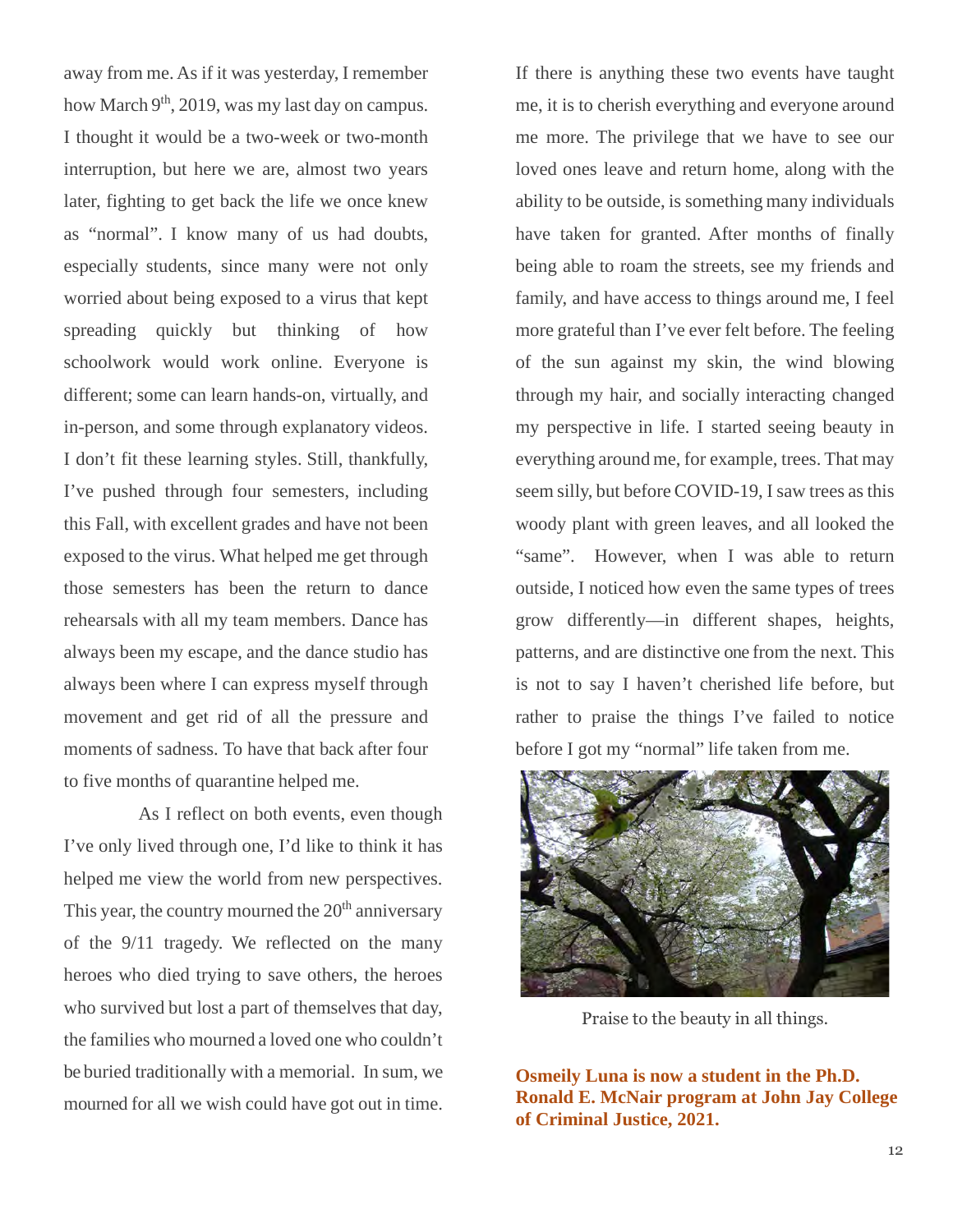away from me. As if it was yesterday, I remember how March 9th, 2019, was my last day on campus. I thought it would be a two-week or two-month interruption, but here we are, almost two years later, fighting to get back the life we once knew as "normal". I know many of us had doubts, especially students, since many were not only worried about being exposed to a virus that kept spreading quickly but thinking of how schoolwork would work online. Everyone is different; some can learn hands-on, virtually, and in-person, and some through explanatory videos. I don't fit these learning styles. Still, thankfully, I've pushed through four semesters, including this Fall, with excellent grades and have not been exposed to the virus. What helped me get through those semesters has been the return to dance rehearsals with all my team members. Dance has always been my escape, and the dance studio has always been where I can express myself through movement and get rid of all the pressure and moments of sadness. To have that back after four to five months of quarantine helped me.

As I reflect on both events, even though I've only lived through one, I'd like to think it has helped me view the world from new perspectives. This year, the country mourned the 20th anniversary of the 9/11 tragedy. We reflected on the many heroes who died trying to save others, the heroes who survived but lost a part of themselves that day, the families who mourned a loved one who couldn't be buried traditionally with a memorial. In sum, we mourned for all we wish could have got out in time.

If there is anything these two events have taught me, it is to cherish everything and everyone around me more. The privilege that we have to see our loved ones leave and return home, along with the ability to be outside, is something many individuals have taken for granted. After months of finally being able to roam the streets, see my friends and family, and have access to things around me, I feel more grateful than I've ever felt before. The feeling of the sun against my skin, the wind blowing through my hair, and socially interacting changed my perspective in life. I started seeing beauty in everything around me, for example, trees. That may seem silly, but before COVID-19, I saw trees as this woody plant with green leaves, and all looked the "same". However, when I was able to return outside, I noticed how even the same types of trees grow differently—in different shapes, heights, patterns, and are distinctive one from the next. This is not to say I haven't cherished life before, but rather to praise the things I've failed to notice before I got my "normal" life taken from me.

Praise to the beauty in all things.

**Osmeily Luna is now a student in the Ph.D. Ronald E. McNair program at John Jay College of Criminal Justice, 2021.**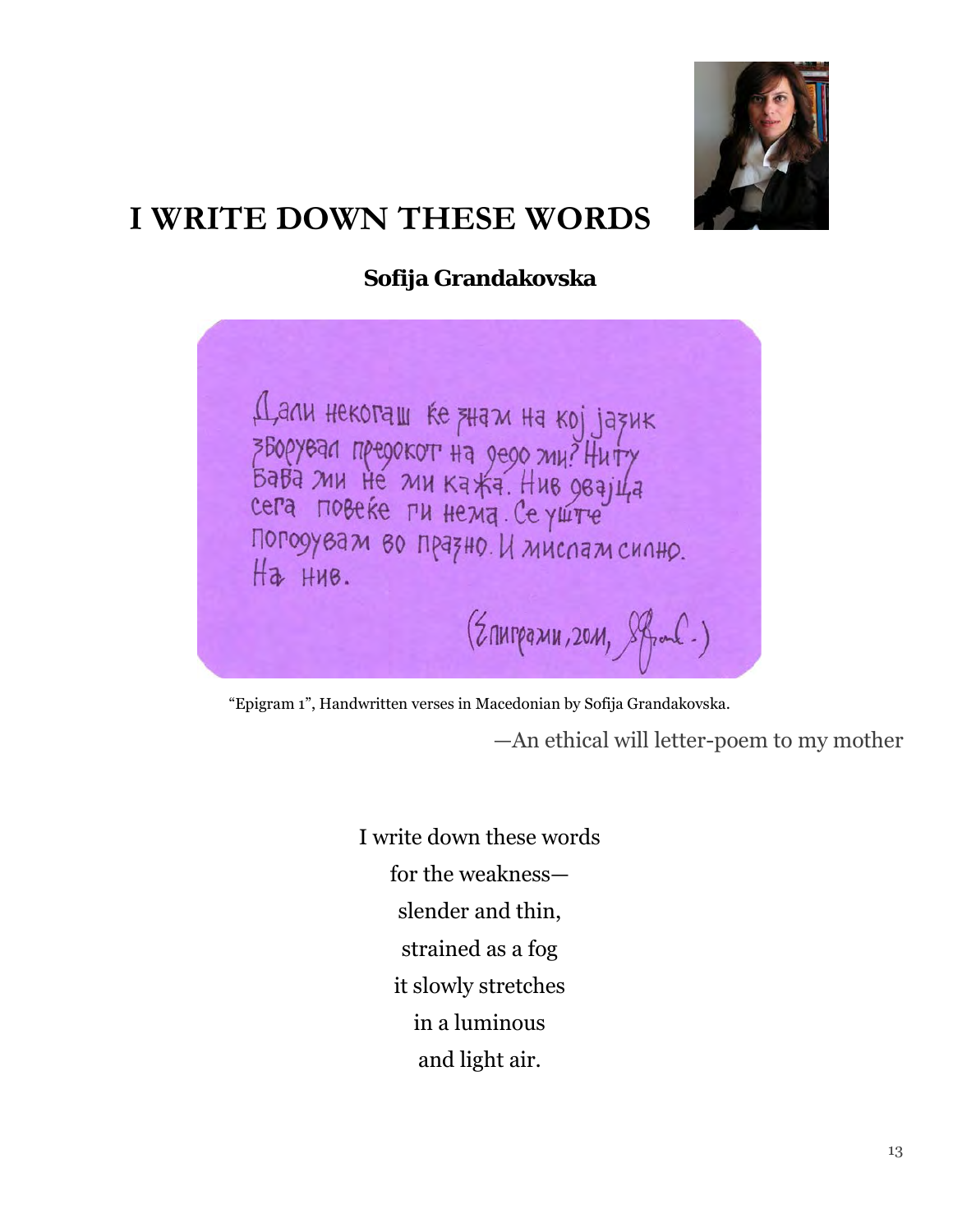# I WRITE DOWN THESE WORDS

**Sofija Grandakovska**

Дали некогаш ќе знам на кој јазик
зборувал предокот на дедо ми? Ниту
баба ми не ми кажа. Нив овајца
сега повеќе ги нема. Се уште
погодувам во празно. И мислам силно.
На нив.

(Епиграми, 2011, S.Grand.)

"Epigram 1", Handwritten verses in Macedonian by Sofija Grandakovska.

—An ethical will letter-poem to my mother

I write down these words
for the weakness—
slender and thin,
strained as a fog
it slowly stretches
in a luminous
and light air.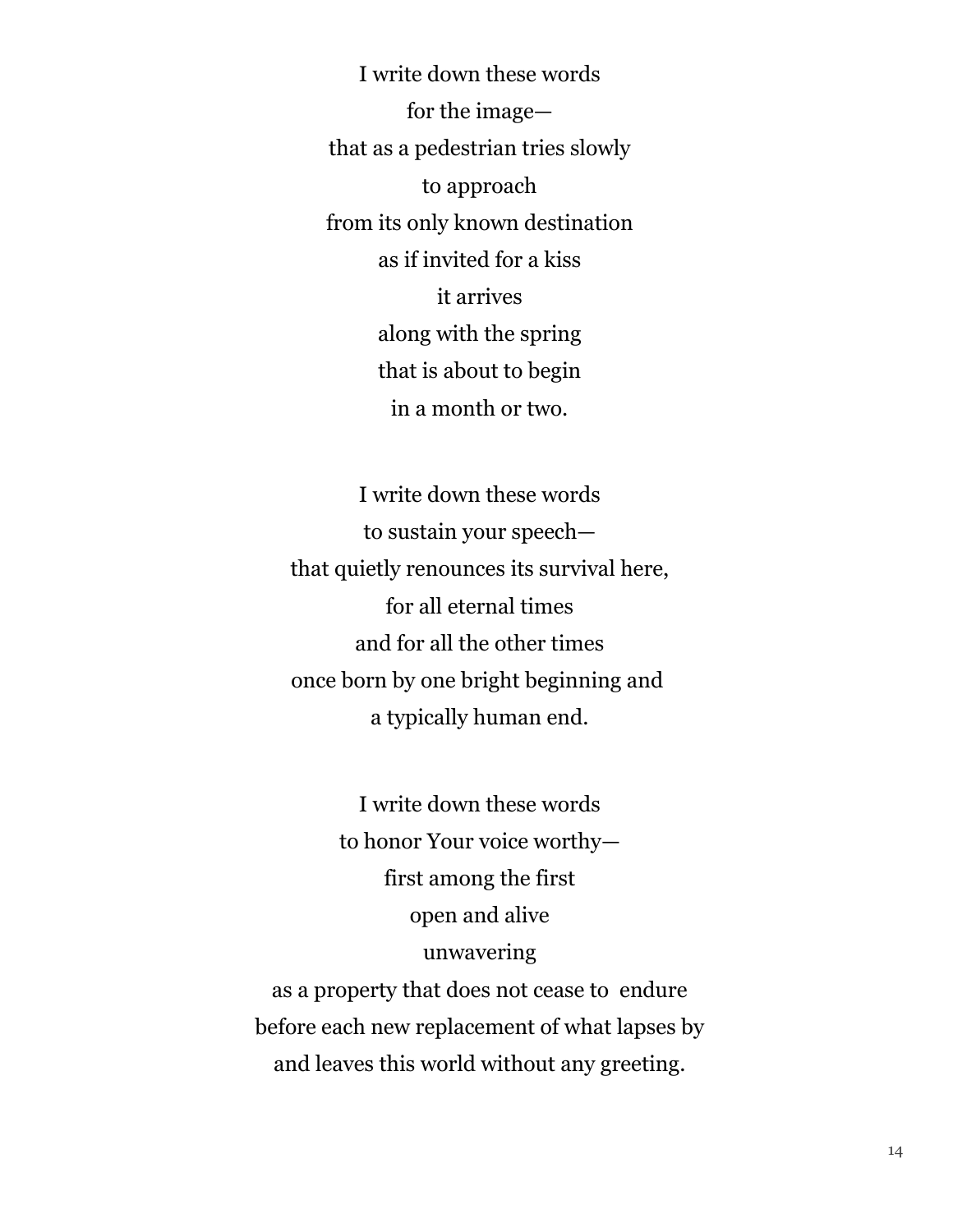I write down these words  
for the image—  
that as a pedestrian tries slowly  
to approach  
from its only known destination  
as if invited for a kiss  
it arrives  
along with the spring  
that is about to begin  
in a month or two.

I write down these words  
to sustain your speech—  
that quietly renounces its survival here,  
for all eternal times  
and for all the other times  
once born by one bright beginning and  
a typically human end.

I write down these words  
to honor Your voice worthy—  
first among the first  
open and alive  
unwavering  
as a property that does not cease to endure  
before each new replacement of what lapses by  
and leaves this world without any greeting.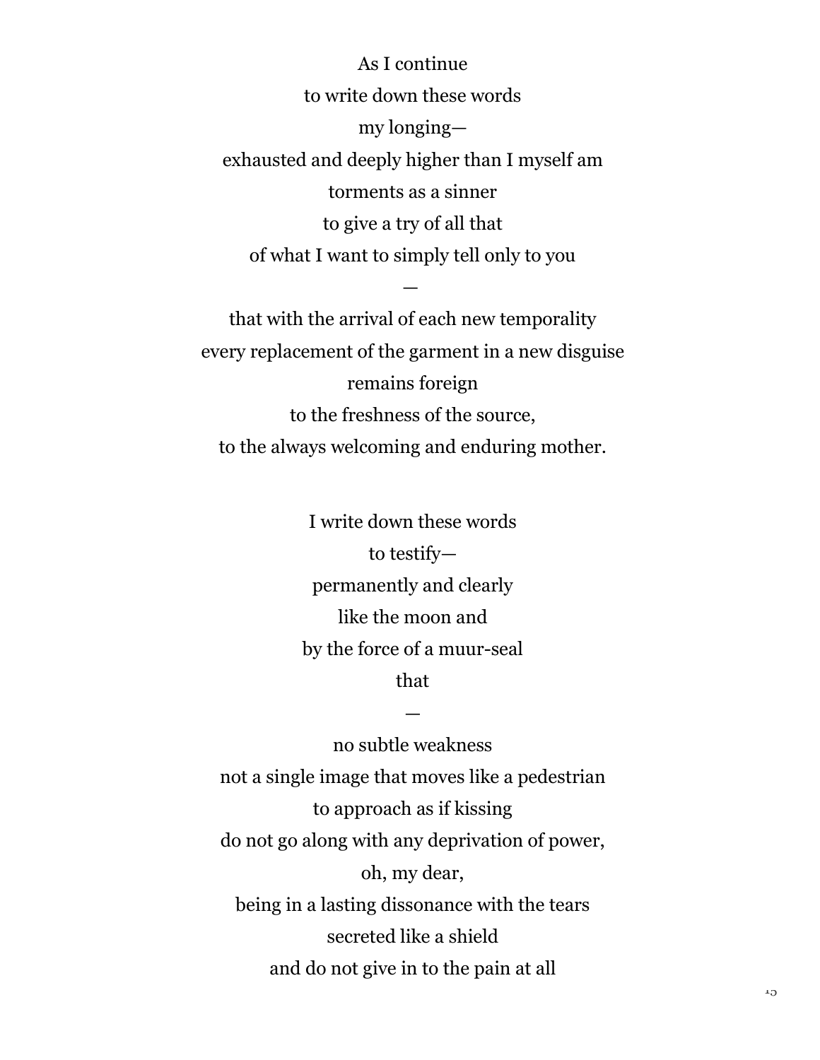As I continue  
to write down these words  
my longing—  
exhausted and deeply higher than I myself am  
torments as a sinner  
to give a try of all that  
of what I want to simply tell only to you

—

that with the arrival of each new temporality  
every replacement of the garment in a new disguise  
remains foreign  
to the freshness of the source,  
to the always welcoming and enduring mother.

I write down these words  
to testify—  
permanently and clearly  
like the moon and  
by the force of a muur-seal  
that

—

no subtle weakness  
not a single image that moves like a pedestrian  
to approach as if kissing  
do not go along with any deprivation of power,  
oh, my dear,  
being in a lasting dissonance with the tears  
secreted like a shield  
and do not give in to the pain at all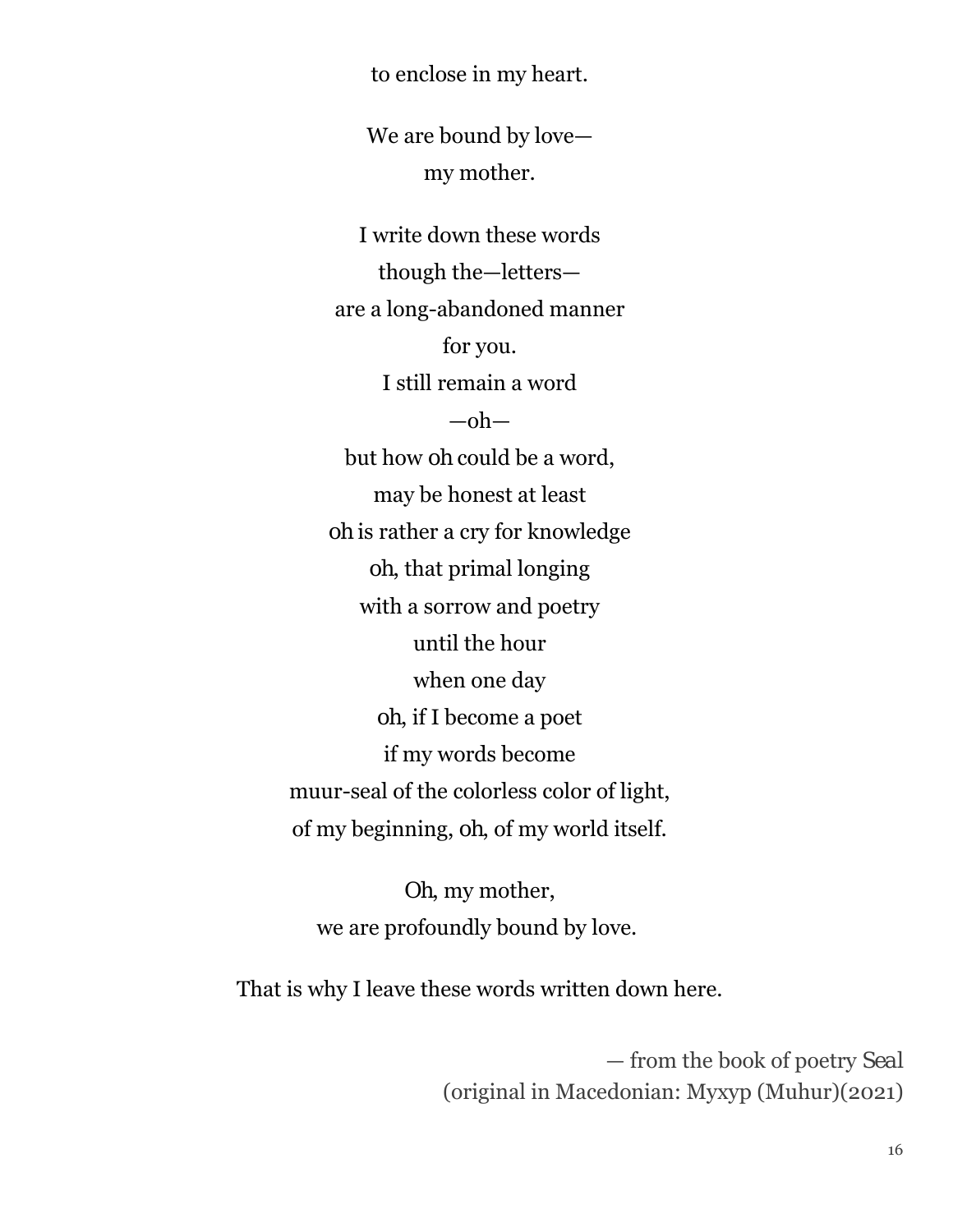to enclose in my heart.

We are bound by love—  
my mother.

I write down these words  
though the—letters—  
are a long-abandoned manner  
for you.  
I still remain a word  
—oh—  
but how oh could be a word,  
may be honest at least  
oh is rather a cry for knowledge  
oh, that primal longing  
with a sorrow and poetry  
until the hour  
when one day  
oh, if I become a poet  
if my words become  
muur-seal of the colorless color of light,  
of my beginning, oh, of my world itself.

Oh, my mother,  
we are profoundly bound by love.

That is why I leave these words written down here.

— from the book of poetry *Seal*  
(original in Macedonian: Мухур (Muhur)(2021)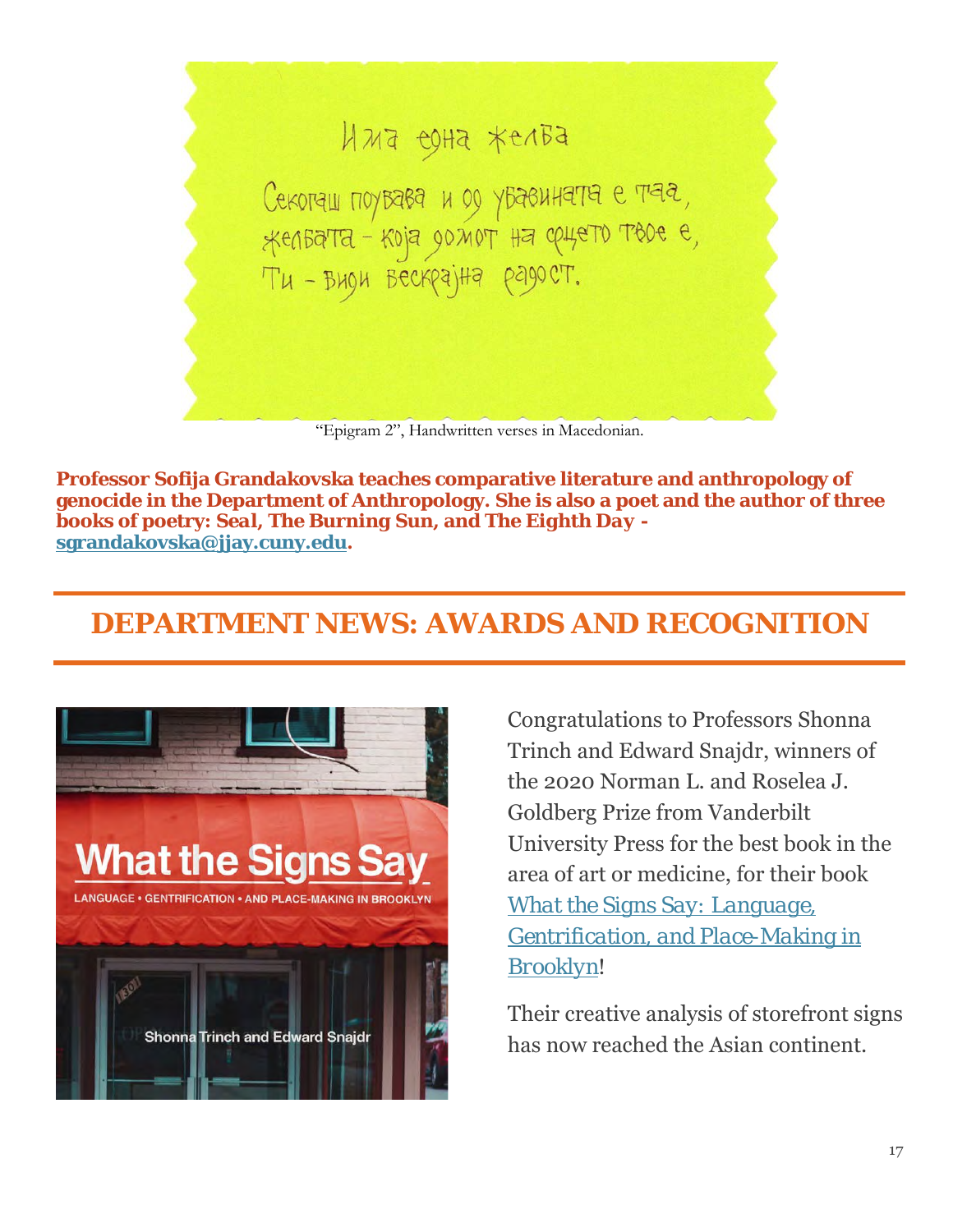Има една желба

Секогаш поуваба и од убавината е таа,
желбата - која домот на срцето твое е,
Ти - види бескрајна радост.

"Epigram 2", Handwritten verses in Macedonian.

**Professor Sofija Grandakovska teaches comparative literature and anthropology of genocide in the Department of Anthropology. She is also a poet and the author of three books of poetry: *Seal*, *The Burning Sun*, and *The Eighth Day* - sgrandakovska@jjay.cuny.edu.**

## DEPARTMENT NEWS: AWARDS AND RECOGNITION

What the Signs Say

LANGUAGE • GENTRIFICATION • AND PLACE-MAKING IN BROOKLYN

Shonna Trinch and Edward Snajdr

Congratulations to Professors Shonna Trinch and Edward Snajdr, winners of the 2020 Norman L. and Roselea J. Goldberg Prize from Vanderbilt University Press for the best book in the area of art or medicine, for their book *What the Signs Say: Language, Gentrification, and Place-Making in Brooklyn*!

Their creative analysis of storefront signs has now reached the Asian continent.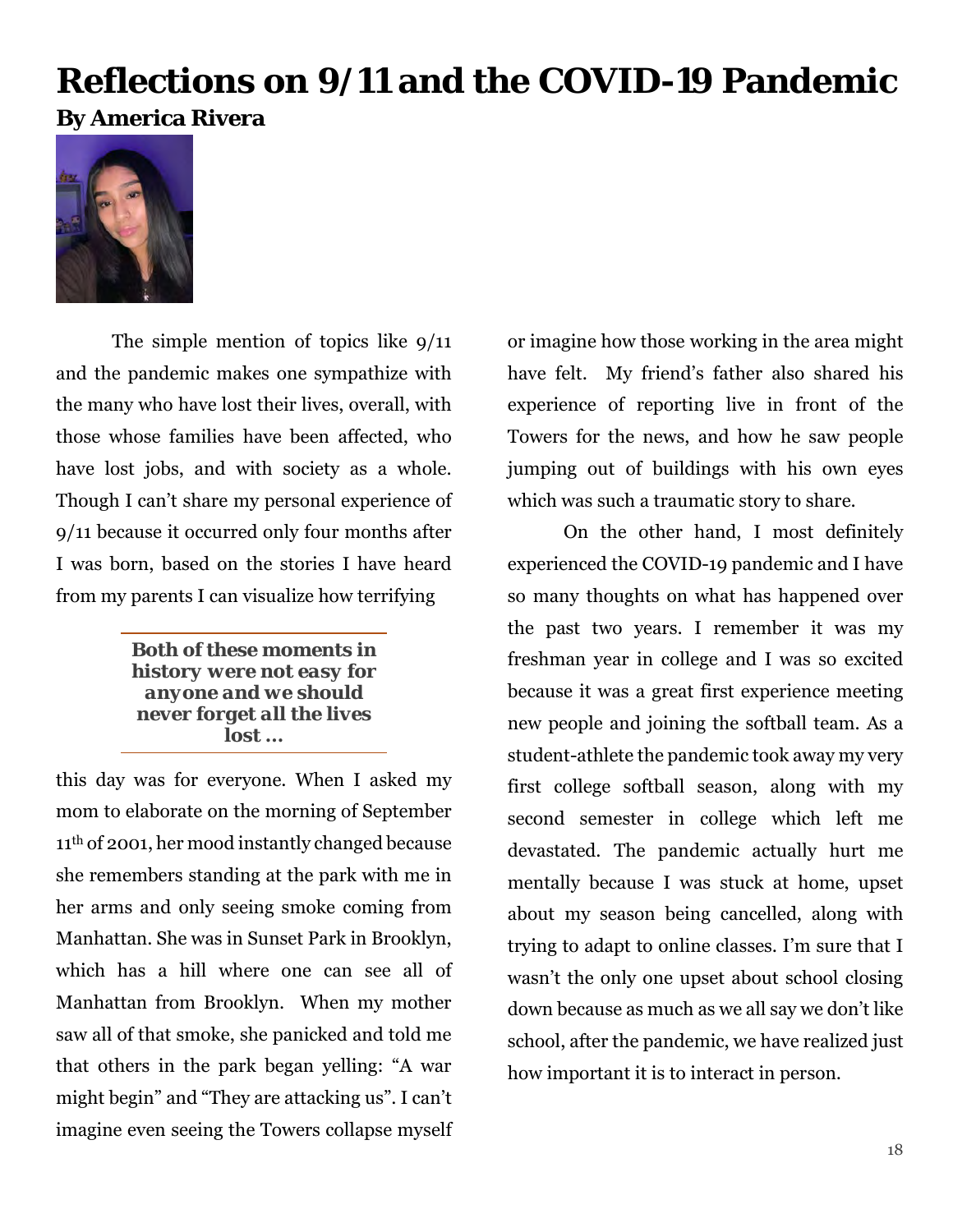# Reflections on 9/11 and the COVID-19 Pandemic

**By America Rivera**

The simple mention of topics like 9/11 and the pandemic makes one sympathize with the many who have lost their lives, overall, with those whose families have been affected, who have lost jobs, and with society as a whole. Though I can't share my personal experience of 9/11 because it occurred only four months after I was born, based on the stories I have heard from my parents I can visualize how terrifying this day was for everyone. When I asked my mom to elaborate on the morning of September 11th of 2001, her mood instantly changed because she remembers standing at the park with me in her arms and only seeing smoke coming from Manhattan. She was in Sunset Park in Brooklyn, which has a hill where one can see all of Manhattan from Brooklyn. When my mother saw all of that smoke, she panicked and told me that others in the park began yelling: "A war might begin" and "They are attacking us". I can't imagine even seeing the Towers collapse myself or imagine how those working in the area might have felt. My friend's father also shared his experience of reporting live in front of the Towers for the news, and how he saw people jumping out of buildings with his own eyes which was such a traumatic story to share.

> ***Both of these moments in history were not easy for anyone and we should never forget all the lives lost …***

On the other hand, I most definitely experienced the COVID-19 pandemic and I have so many thoughts on what has happened over the past two years. I remember it was my freshman year in college and I was so excited because it was a great first experience meeting new people and joining the softball team. As a student-athlete the pandemic took away my very first college softball season, along with my second semester in college which left me devastated. The pandemic actually hurt me mentally because I was stuck at home, upset about my season being cancelled, along with trying to adapt to online classes. I'm sure that I wasn't the only one upset about school closing down because as much as we all say we don't like school, after the pandemic, we have realized just how important it is to interact in person.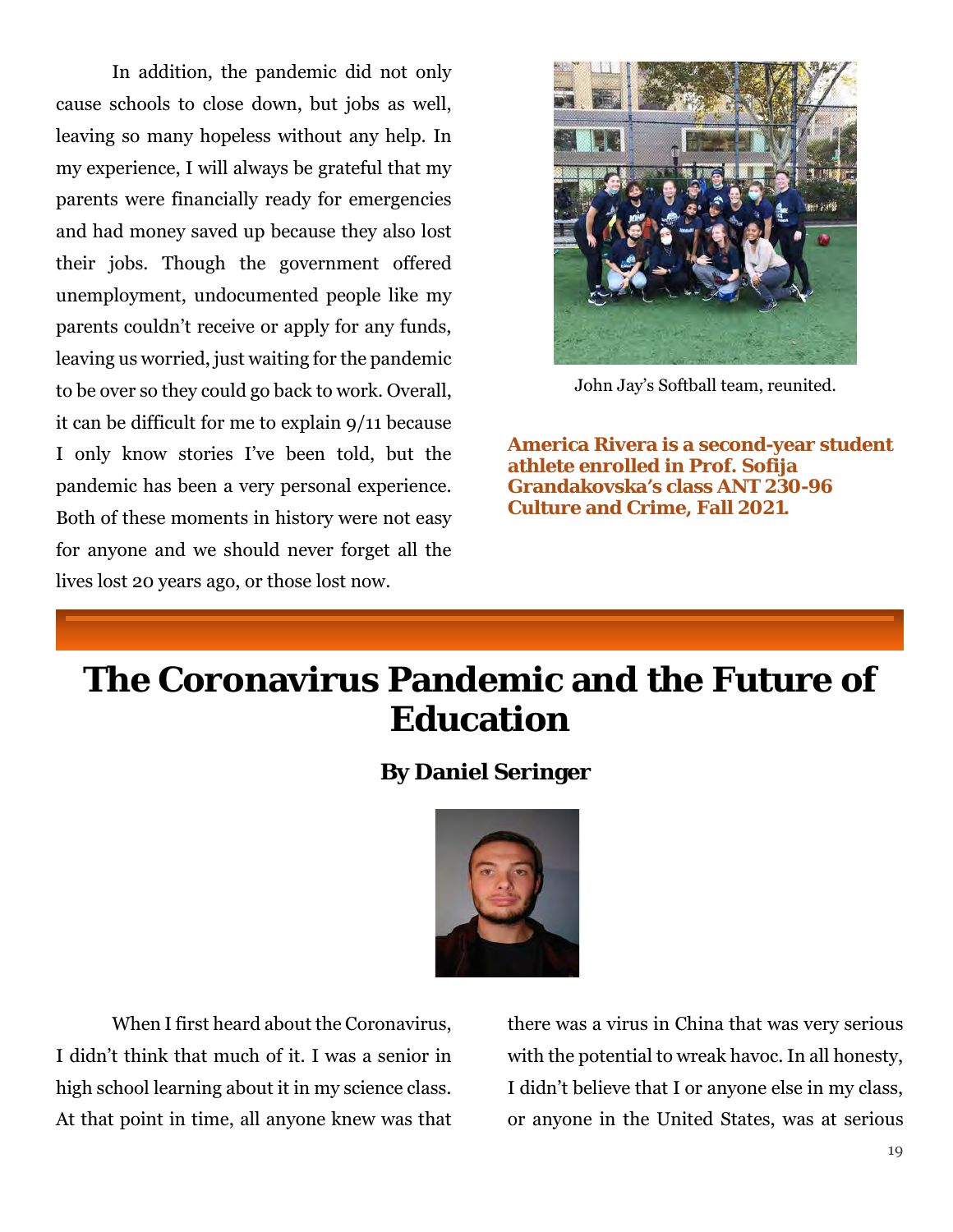In addition, the pandemic did not only cause schools to close down, but jobs as well, leaving so many hopeless without any help. In my experience, I will always be grateful that my parents were financially ready for emergencies and had money saved up because they also lost their jobs. Though the government offered unemployment, undocumented people like my parents couldn't receive or apply for any funds, leaving us worried, just waiting for the pandemic to be over so they could go back to work. Overall, it can be difficult for me to explain 9/11 because I only know stories I've been told, but the pandemic has been a very personal experience. Both of these moments in history were not easy for anyone and we should never forget all the lives lost 20 years ago, or those lost now.

John Jay's Softball team, reunited.

**America Rivera is a second-year student athlete enrolled in Prof. Sofija Grandakovska's class ANT 230-96 Culture and Crime, Fall 2021.**

# The Coronavirus Pandemic and the Future of Education

**By Daniel Seringer**

When I first heard about the Coronavirus, I didn't think that much of it. I was a senior in high school learning about it in my science class. At that point in time, all anyone knew was that there was a virus in China that was very serious with the potential to wreak havoc. In all honesty, I didn't believe that I or anyone else in my class, or anyone in the United States, was at serious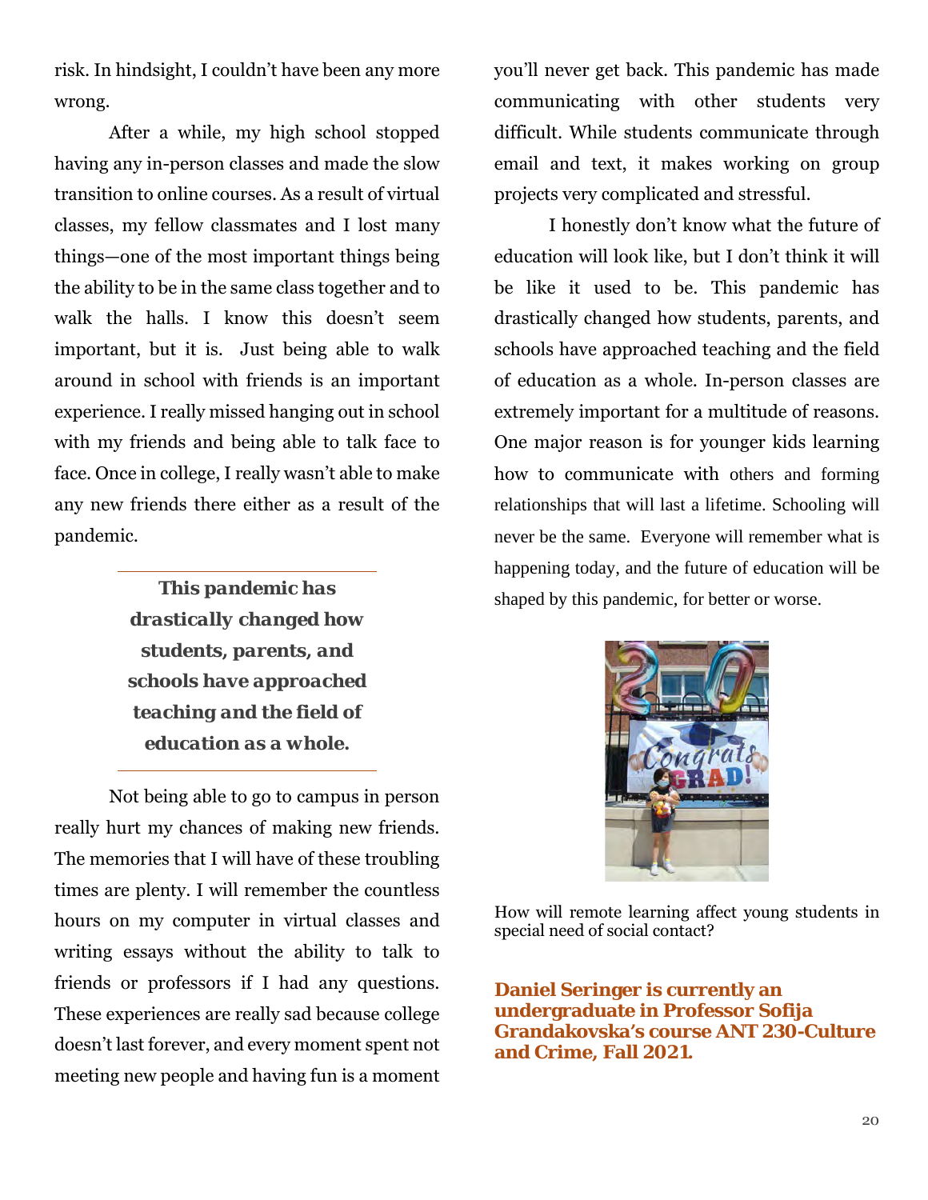risk. In hindsight, I couldn't have been any more wrong.

After a while, my high school stopped having any in-person classes and made the slow transition to online courses. As a result of virtual classes, my fellow classmates and I lost many things—one of the most important things being the ability to be in the same class together and to walk the halls. I know this doesn't seem important, but it is. Just being able to walk around in school with friends is an important experience. I really missed hanging out in school with my friends and being able to talk face to face. Once in college, I really wasn't able to make any new friends there either as a result of the pandemic.

> ***This pandemic has drastically changed how students, parents, and schools have approached teaching and the field of education as a whole.***

Not being able to go to campus in person really hurt my chances of making new friends. The memories that I will have of these troubling times are plenty. I will remember the countless hours on my computer in virtual classes and writing essays without the ability to talk to friends or professors if I had any questions. These experiences are really sad because college doesn't last forever, and every moment spent not meeting new people and having fun is a moment you'll never get back. This pandemic has made communicating with other students very difficult. While students communicate through email and text, it makes working on group projects very complicated and stressful.

I honestly don't know what the future of education will look like, but I don't think it will be like it used to be. This pandemic has drastically changed how students, parents, and schools have approached teaching and the field of education as a whole. In-person classes are extremely important for a multitude of reasons. One major reason is for younger kids learning how to communicate with others and forming relationships that will last a lifetime. Schooling will never be the same. Everyone will remember what is happening today, and the future of education will be shaped by this pandemic, for better or worse.

How will remote learning affect young students in special need of social contact?

**Daniel Seringer is currently an undergraduate in Professor Sofija Grandakovska's course ANT 230-Culture and Crime, Fall 2021.**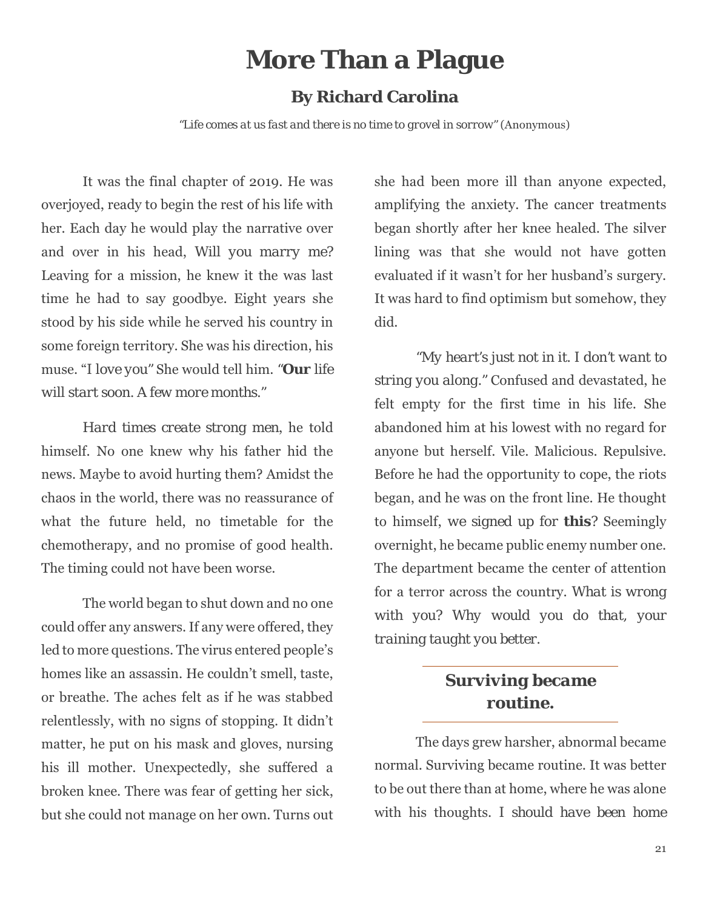# More Than a Plague

### By Richard Carolina

*"Life comes at us fast and there is no time to grovel in sorrow"* (Anonymous)

It was the final chapter of 2019. He was overjoyed, ready to begin the rest of his life with her. Each day he would play the narrative over and over in his head, *Will you marry me?* Leaving for a mission, he knew it the was last time he had to say goodbye. Eight years she stood by his side while he served his country in some foreign territory. She was his direction, his muse. "*I love you*" She would tell him. *"**Our** life will start soon. A few more months."*

*Hard times create strong men*, he told himself. No one knew why his father hid the news. Maybe to avoid hurting them? Amidst the chaos in the world, there was no reassurance of what the future held, no timetable for the chemotherapy, and no promise of good health. The timing could not have been worse.

The world began to shut down and no one could offer any answers. If any were offered, they led to more questions. The virus entered people's homes like an assassin. He couldn't smell, taste, or breathe. The aches felt as if he was stabbed relentlessly, with no signs of stopping. It didn't matter, he put on his mask and gloves, nursing his ill mother. Unexpectedly, she suffered a broken knee. There was fear of getting her sick, but she could not manage on her own. Turns out she had been more ill than anyone expected, amplifying the anxiety. The cancer treatments began shortly after her knee healed. The silver lining was that she would not have gotten evaluated if it wasn't for her husband's surgery. It was hard to find optimism but somehow, they did.

*"My heart's just not in it. I don't want to string you along."* Confused and devastated, he felt empty for the first time in his life. She abandoned him at his lowest with no regard for anyone but herself. Vile. Malicious. Repulsive. Before he had the opportunity to cope, the riots began, and he was on the front line. He thought to himself, *we signed up for **this**?* Seemingly overnight, he became public enemy number one. The department became the center of attention for a terror across the country. *What is wrong with you? Why would you do that, your training taught you better.*

---

**Surviving became routine.**

---

The days grew harsher, abnormal became normal. Surviving became routine. It was better to be out there than at home, where he was alone with his thoughts. *I should have been home*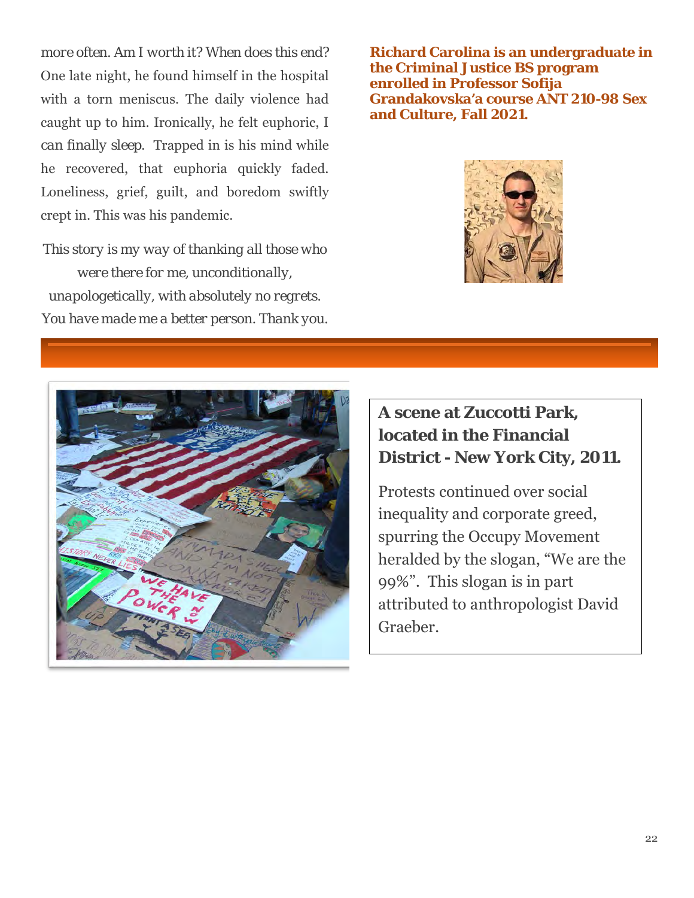more often. Am I worth it? When does this end? One late night, he found himself in the hospital with a torn meniscus. The daily violence had caught up to him. Ironically, he felt euphoric, I can finally sleep. Trapped in is his mind while he recovered, that euphoria quickly faded. Loneliness, grief, guilt, and boredom swiftly crept in. This was his pandemic.

*This story is my way of thanking all those who were there for me, unconditionally, unapologetically, with absolutely no regrets. You have made me a better person. Thank you.*

**Richard Carolina is an undergraduate in the Criminal Justice BS program enrolled in Professor Sofija Grandakovska'a course ANT 210-98 Sex and Culture, Fall 2021.**

**A scene at Zuccotti Park, located in the Financial District - New York City, 2011.**

Protests continued over social inequality and corporate greed, spurring the Occupy Movement heralded by the slogan, "We are the 99%". This slogan is in part attributed to anthropologist David Graeber.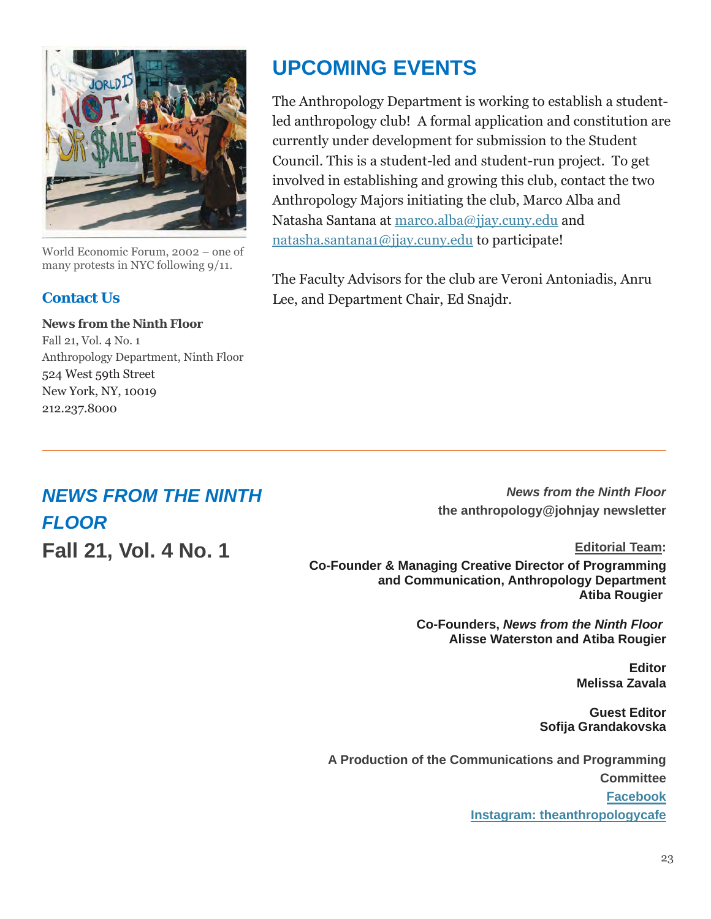World Economic Forum, 2002 – one of many protests in NYC following 9/11.

## UPCOMING EVENTS

The Anthropology Department is working to establish a student-led anthropology club! A formal application and constitution are currently under development for submission to the Student Council. This is a student-led and student-run project. To get involved in establishing and growing this club, contact the two Anthropology Majors initiating the club, Marco Alba and Natasha Santana at marco.alba@jjay.cuny.edu and natasha.santana1@jjay.cuny.edu to participate!

The Faculty Advisors for the club are Veroni Antoniadis, Anru Lee, and Department Chair, Ed Snajdr.

### Contact Us

**News from the Ninth Floor**
Fall 21, Vol. 4 No. 1
Anthropology Department, Ninth Floor
524 West 59th Street
New York, NY, 10019
212.237.8000

---

## *NEWS FROM THE NINTH FLOOR*

## Fall 21, Vol. 4 No. 1

***News from the Ninth Floor***
**the anthropology@johnjay newsletter**

**Editorial Team:**

**Co-Founder & Managing Creative Director of Programming and Communication, Anthropology Department**
**Atiba Rougier**

**Co-Founders, *News from the Ninth Floor***
**Alisse Waterston and Atiba Rougier**

**Editor**
**Melissa Zavala**

**Guest Editor**
**Sofija Grandakovska**

**A Production of the Communications and Programming Committee**
**Facebook**
**Instagram: theanthropologycafe**